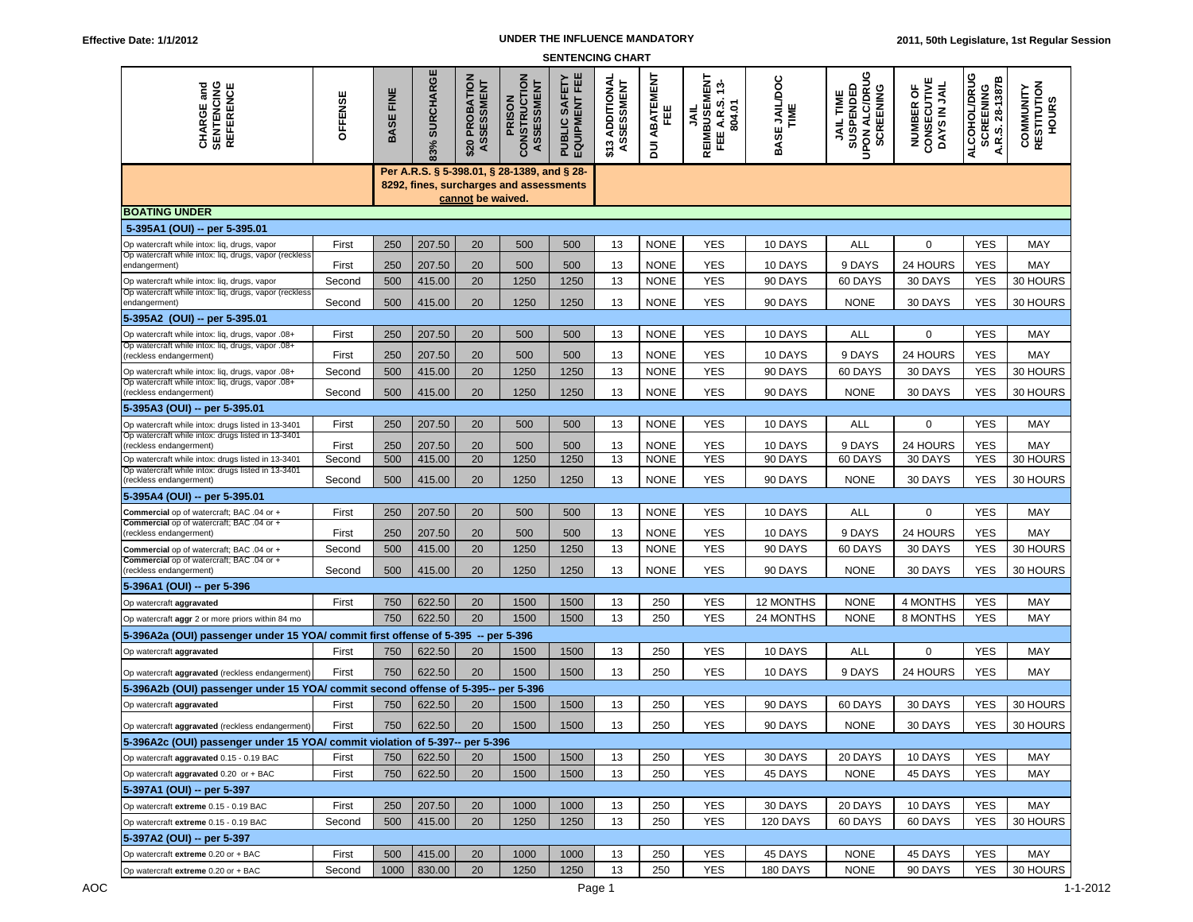Effective Date: 1/1/2012 | 2011, 50th Legislature, 1st Regular Session

## UNDER THE INFLUENCE MANDATORY SENTENCING CHART

| CHARGE and SENTENCING REFERENCE | OFFENSE | BASE FINE | 83% SURCHARGE | $20 PROBATION ASSESSMENT | PRISON CONSTRUCTION ASSESSMENT | PUBLIC SAFETY EQUIPMENT FEE | $13 ADDITIONAL ASSESSMENT | DUI ABATEMENT FEE | JAIL REIMBUSEMENT FEE A.R.S. 13-804.01 | BASE JAIL/DOC TIME | JAIL TIME SUSPENDED UPON ALC/DRUG SCREENING | NUMBER OF CONSECUTIVE DAYS IN JAIL | ALCOHOL/DRUG SCREENING A.R.S. 28-1387B | COMMUNITY RESTITUTION HOURS |
|---|---|---|---|---|---|---|---|---|---|---|---|---|---|---|
| | | Per A.R.S. § 5-398.01, § 28-1389, and § 28-8292, fines, surcharges and assessments **cannot** be waived. | | | | | | | | | | | | |
| **BOATING UNDER** | | | | | | | | | | | | | | |
| **5-395A1 (OUI) -- per 5-395.01** | | | | | | | | | | | | | | |
| Op watercraft while intox: liq, drugs, vapor | First | 250 | 207.50 | 20 | 500 | 500 | 13 | NONE | YES | 10 DAYS | ALL | 0 | YES | MAY |
| Op watercraft while intox: liq, drugs, vapor (reckless endangerment) | First | 250 | 207.50 | 20 | 500 | 500 | 13 | NONE | YES | 10 DAYS | 9 DAYS | 24 HOURS | YES | MAY |
| Op watercraft while intox: liq, drugs, vapor | Second | 500 | 415.00 | 20 | 1250 | 1250 | 13 | NONE | YES | 90 DAYS | 60 DAYS | 30 DAYS | YES | 30 HOURS |
| Op watercraft while intox: liq, drugs, vapor (reckless endangerment) | Second | 500 | 415.00 | 20 | 1250 | 1250 | 13 | NONE | YES | 90 DAYS | NONE | 30 DAYS | YES | 30 HOURS |
| **5-395A2 (OUI) -- per 5-395.01** | | | | | | | | | | | | | | |
| Op watercraft while intox: liq, drugs, vapor .08+ | First | 250 | 207.50 | 20 | 500 | 500 | 13 | NONE | YES | 10 DAYS | ALL | 0 | YES | MAY |
| Op watercraft while intox: liq, drugs, vapor .08+ (reckless endangerment) | First | 250 | 207.50 | 20 | 500 | 500 | 13 | NONE | YES | 10 DAYS | 9 DAYS | 24 HOURS | YES | MAY |
| Op watercraft while intox: liq, drugs, vapor .08+ | Second | 500 | 415.00 | 20 | 1250 | 1250 | 13 | NONE | YES | 90 DAYS | 60 DAYS | 30 DAYS | YES | 30 HOURS |
| Op watercraft while intox: liq, drugs, vapor .08+ (reckless endangerment) | Second | 500 | 415.00 | 20 | 1250 | 1250 | 13 | NONE | YES | 90 DAYS | NONE | 30 DAYS | YES | 30 HOURS |
| **5-395A3 (OUI) -- per 5-395.01** | | | | | | | | | | | | | | |
| Op watercraft while intox: drugs listed in 13-3401 | First | 250 | 207.50 | 20 | 500 | 500 | 13 | NONE | YES | 10 DAYS | ALL | 0 | YES | MAY |
| Op watercraft while intox: drugs listed in 13-3401 (reckless endangerment) | First | 250 | 207.50 | 20 | 500 | 500 | 13 | NONE | YES | 10 DAYS | 9 DAYS | 24 HOURS | YES | MAY |
| Op watercraft while intox: drugs listed in 13-3401 | Second | 500 | 415.00 | 20 | 1250 | 1250 | 13 | NONE | YES | 90 DAYS | 60 DAYS | 30 DAYS | YES | 30 HOURS |
| Op watercraft while intox: drugs listed in 13-3401 (reckless endangerment) | Second | 500 | 415.00 | 20 | 1250 | 1250 | 13 | NONE | YES | 90 DAYS | NONE | 30 DAYS | YES | 30 HOURS |
| **5-395A4 (OUI) -- per 5-395.01** | | | | | | | | | | | | | | |
| **Commercial** op of watercraft; BAC .04 or + | First | 250 | 207.50 | 20 | 500 | 500 | 13 | NONE | YES | 10 DAYS | ALL | 0 | YES | MAY |
| **Commercial** op of watercraft; BAC .04 or + (reckless endangerment) | First | 250 | 207.50 | 20 | 500 | 500 | 13 | NONE | YES | 10 DAYS | 9 DAYS | 24 HOURS | YES | MAY |
| **Commercial** op of watercraft; BAC .04 or + | Second | 500 | 415.00 | 20 | 1250 | 1250 | 13 | NONE | YES | 90 DAYS | 60 DAYS | 30 DAYS | YES | 30 HOURS |
| **Commercial** op of watercraft; BAC .04 or + (reckless endangerment) | Second | 500 | 415.00 | 20 | 1250 | 1250 | 13 | NONE | YES | 90 DAYS | NONE | 30 DAYS | YES | 30 HOURS |
| **5-396A1 (OUI) -- per 5-396** | | | | | | | | | | | | | | |
| Op watercraft **aggravated** | First | 750 | 622.50 | 20 | 1500 | 1500 | 13 | 250 | YES | 12 MONTHS | NONE | 4 MONTHS | YES | MAY |
| Op watercraft **aggr** 2 or more priors within 84 mo | | 750 | 622.50 | 20 | 1500 | 1500 | 13 | 250 | YES | 24 MONTHS | NONE | 8 MONTHS | YES | MAY |
| **5-396A2a (OUI) passenger under 15 YOA/ commit first offense of 5-395 -- per 5-396** | | | | | | | | | | | | | | |
| Op watercraft **aggravated** | First | 750 | 622.50 | 20 | 1500 | 1500 | 13 | 250 | YES | 10 DAYS | ALL | 0 | YES | MAY |
| Op watercraft **aggravated** (reckless endangerment) | First | 750 | 622.50 | 20 | 1500 | 1500 | 13 | 250 | YES | 10 DAYS | 9 DAYS | 24 HOURS | YES | MAY |
| **5-396A2b (OUI) passenger under 15 YOA/ commit second offense of 5-395-- per 5-396** | | | | | | | | | | | | | | |
| Op watercraft **aggravated** | First | 750 | 622.50 | 20 | 1500 | 1500 | 13 | 250 | YES | 90 DAYS | 60 DAYS | 30 DAYS | YES | 30 HOURS |
| Op watercraft **aggravated** (reckless endangerment) | First | 750 | 622.50 | 20 | 1500 | 1500 | 13 | 250 | YES | 90 DAYS | NONE | 30 DAYS | YES | 30 HOURS |
| **5-396A2c (OUI) passenger under 15 YOA/ commit violation of 5-397-- per 5-396** | | | | | | | | | | | | | | |
| Op watercraft **aggravated** 0.15 - 0.19 BAC | First | 750 | 622.50 | 20 | 1500 | 1500 | 13 | 250 | YES | 30 DAYS | 20 DAYS | 10 DAYS | YES | MAY |
| Op watercraft **aggravated** 0.20 or + BAC | First | 750 | 622.50 | 20 | 1500 | 1500 | 13 | 250 | YES | 45 DAYS | NONE | 45 DAYS | YES | MAY |
| **5-397A1 (OUI) -- per 5-397** | | | | | | | | | | | | | | |
| Op watercraft **extreme** 0.15 - 0.19 BAC | First | 250 | 207.50 | 20 | 1000 | 1000 | 13 | 250 | YES | 30 DAYS | 20 DAYS | 10 DAYS | YES | MAY |
| Op watercraft **extreme** 0.15 - 0.19 BAC | Second | 500 | 415.00 | 20 | 1250 | 1250 | 13 | 250 | YES | 120 DAYS | 60 DAYS | 60 DAYS | YES | 30 HOURS |
| **5-397A2 (OUI) -- per 5-397** | | | | | | | | | | | | | | |
| Op watercraft **extreme** 0.20 or + BAC | First | 500 | 415.00 | 20 | 1000 | 1000 | 13 | 250 | YES | 45 DAYS | NONE | 45 DAYS | YES | MAY |
| Op watercraft **extreme** 0.20 or + BAC | Second | 1000 | 830.00 | 20 | 1250 | 1250 | 13 | 250 | YES | 180 DAYS | NONE | 90 DAYS | YES | 30 HOURS |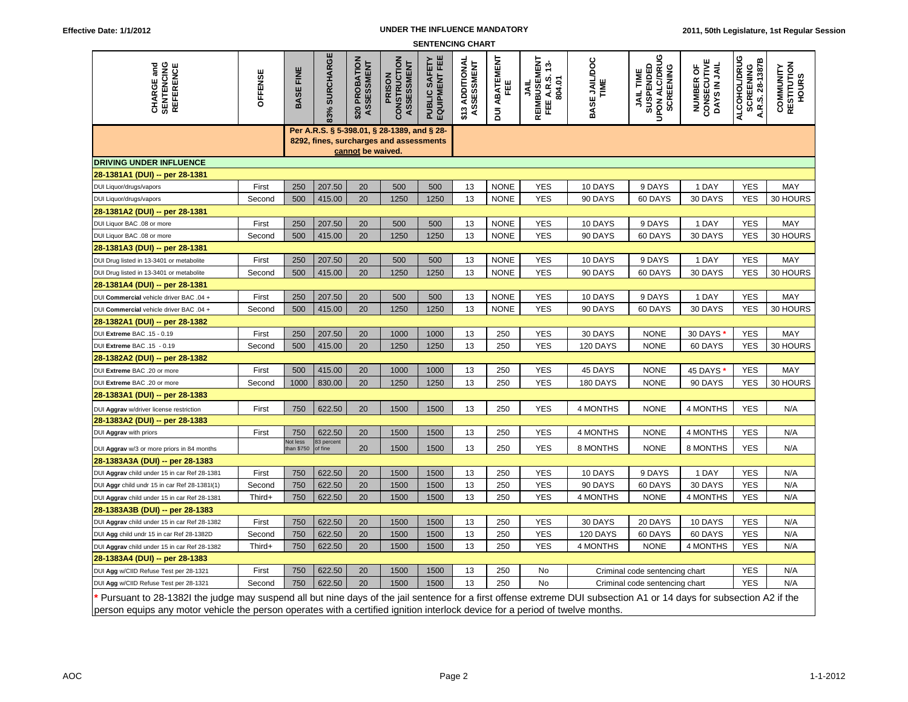**Effective Date: 1/1/2012** | **UNDER THE INFLUENCE MANDATORY SENTENCING CHART** | **2011, 50th Legislature, 1st Regular Session**

| CHARGE and SENTENCING REFERENCE | OFFENSE | BASE FINE | 83% SURCHARGE | $20 PROBATION ASSESSMENT | PRISON CONSTRUCTION ASSESSMENT | PUBLIC SAFETY EQUIPMENT FEE | $13 ADDITIONAL ASSESSMENT | DUI ABATEMENT FEE | JAIL REIMBUSEMENT FEE A.R.S. 13-804.01 | BASE JAIL/DOC TIME | JAIL TIME SUSPENDED UPON ALC/DRUG SCREENING | NUMBER OF CONSECUTIVE DAYS IN JAIL | ALCOHOL/DRUG SCREENING A.R.S. 28-1387B | COMMUNITY RESTITUTION HOURS |
|---|---|---|---|---|---|---|---|---|---|---|---|---|---|---|
| | | Per A.R.S. § 5-398.01, § 28-1389, and § 28-8292, fines, surcharges and assessments **cannot** be waived. | | | | | | | | | | | | |
| **DRIVING UNDER INFLUENCE** | | | | | | | | | | | | | | |
| **28-1381A1 (DUI) -- per 28-1381** | | | | | | | | | | | | | | |
| DUI Liquor/drugs/vapors | First | 250 | 207.50 | 20 | 500 | 500 | 13 | NONE | YES | 10 DAYS | 9 DAYS | 1 DAY | YES | MAY |
| DUI Liquor/drugs/vapors | Second | 500 | 415.00 | 20 | 1250 | 1250 | 13 | NONE | YES | 90 DAYS | 60 DAYS | 30 DAYS | YES | 30 HOURS |
| **28-1381A2 (DUI) -- per 28-1381** | | | | | | | | | | | | | | |
| DUI Liquor BAC .08 or more | First | 250 | 207.50 | 20 | 500 | 500 | 13 | NONE | YES | 10 DAYS | 9 DAYS | 1 DAY | YES | MAY |
| DUI Liquor BAC .08 or more | Second | 500 | 415.00 | 20 | 1250 | 1250 | 13 | NONE | YES | 90 DAYS | 60 DAYS | 30 DAYS | YES | 30 HOURS |
| **28-1381A3 (DUI) -- per 28-1381** | | | | | | | | | | | | | | |
| DUI Drug listed in 13-3401 or metabolite | First | 250 | 207.50 | 20 | 500 | 500 | 13 | NONE | YES | 10 DAYS | 9 DAYS | 1 DAY | YES | MAY |
| DUI Drug listed in 13-3401 or metabolite | Second | 500 | 415.00 | 20 | 1250 | 1250 | 13 | NONE | YES | 90 DAYS | 60 DAYS | 30 DAYS | YES | 30 HOURS |
| **28-1381A4 (DUI) -- per 28-1381** | | | | | | | | | | | | | | |
| DUI **Commercial** vehicle driver BAC .04 + | First | 250 | 207.50 | 20 | 500 | 500 | 13 | NONE | YES | 10 DAYS | 9 DAYS | 1 DAY | YES | MAY |
| DUI **Commercial** vehicle driver BAC .04 + | Second | 500 | 415.00 | 20 | 1250 | 1250 | 13 | NONE | YES | 90 DAYS | 60 DAYS | 30 DAYS | YES | 30 HOURS |
| **28-1382A1 (DUI) -- per 28-1382** | | | | | | | | | | | | | | |
| DUI **Extreme** BAC .15 - 0.19 | First | 250 | 207.50 | 20 | 1000 | 1000 | 13 | 250 | YES | 30 DAYS | NONE | 30 DAYS * | YES | MAY |
| DUI **Extreme** BAC .15 - 0.19 | Second | 500 | 415.00 | 20 | 1250 | 1250 | 13 | 250 | YES | 120 DAYS | NONE | 60 DAYS | YES | 30 HOURS |
| **28-1382A2 (DUI) -- per 28-1382** | | | | | | | | | | | | | | |
| DUI **Extreme** BAC .20 or more | First | 500 | 415.00 | 20 | 1000 | 1000 | 13 | 250 | YES | 45 DAYS | NONE | 45 DAYS * | YES | MAY |
| DUI **Extreme** BAC .20 or more | Second | 1000 | 830.00 | 20 | 1250 | 1250 | 13 | 250 | YES | 180 DAYS | NONE | 90 DAYS | YES | 30 HOURS |
| **28-1383A1 (DUI) -- per 28-1383** | | | | | | | | | | | | | | |
| DUI **Aggrav** w/driver license restriction | First | 750 | 622.50 | 20 | 1500 | 1500 | 13 | 250 | YES | 4 MONTHS | NONE | 4 MONTHS | YES | N/A |
| **28-1383A2 (DUI) -- per 28-1383** | | | | | | | | | | | | | | |
| DUI **Aggrav** with priors | First | 750 | 622.50 | 20 | 1500 | 1500 | 13 | 250 | YES | 4 MONTHS | NONE | 4 MONTHS | YES | N/A |
| DUI **Aggrav** w/3 or more priors in 84 months | | Not less than $750 | 83 percent of fine | 20 | 1500 | 1500 | 13 | 250 | YES | 8 MONTHS | NONE | 8 MONTHS | YES | N/A |
| **28-1383A3A (DUI) -- per 28-1383** | | | | | | | | | | | | | | |
| DUI **Aggrav** child under 15 in car Ref 28-1381 | First | 750 | 622.50 | 20 | 1500 | 1500 | 13 | 250 | YES | 10 DAYS | 9 DAYS | 1 DAY | YES | N/A |
| DUI **Aggr** child undr 15 in car Ref 28-1381I(1) | Second | 750 | 622.50 | 20 | 1500 | 1500 | 13 | 250 | YES | 90 DAYS | 60 DAYS | 30 DAYS | YES | N/A |
| DUI **Aggrav** child under 15 in car Ref 28-1381 | Third+ | 750 | 622.50 | 20 | 1500 | 1500 | 13 | 250 | YES | 4 MONTHS | NONE | 4 MONTHS | YES | N/A |
| **28-1383A3B (DUI) -- per 28-1383** | | | | | | | | | | | | | | |
| DUI **Aggrav** child under 15 in car Ref 28-1382 | First | 750 | 622.50 | 20 | 1500 | 1500 | 13 | 250 | YES | 30 DAYS | 20 DAYS | 10 DAYS | YES | N/A |
| DUI **Agg** child undr 15 in car Ref 28-1382D | Second | 750 | 622.50 | 20 | 1500 | 1500 | 13 | 250 | YES | 120 DAYS | 60 DAYS | 60 DAYS | YES | N/A |
| DUI **Aggrav** child under 15 in car Ref 28-1382 | Third+ | 750 | 622.50 | 20 | 1500 | 1500 | 13 | 250 | YES | 4 MONTHS | NONE | 4 MONTHS | YES | N/A |
| **28-1383A4 (DUI) -- per 28-1383** | | | | | | | | | | | | | | |
| DUI **Agg** w/CIID Refuse Test per 28-1321 | First | 750 | 622.50 | 20 | 1500 | 1500 | 13 | 250 | No | Criminal code sentencing chart | | | YES | N/A |
| DUI **Agg** w/CIID Refuse Test per 28-1321 | Second | 750 | 622.50 | 20 | 1500 | 1500 | 13 | 250 | No | Criminal code sentencing chart | | | YES | N/A |

\* Pursuant to 28-1382I the judge may suspend all but nine days of the jail sentence for a first offense extreme DUI subsection A1 or 14 days for subsection A2 if the person equips any motor vehicle the person operates with a certified ignition interlock device for a period of twelve months.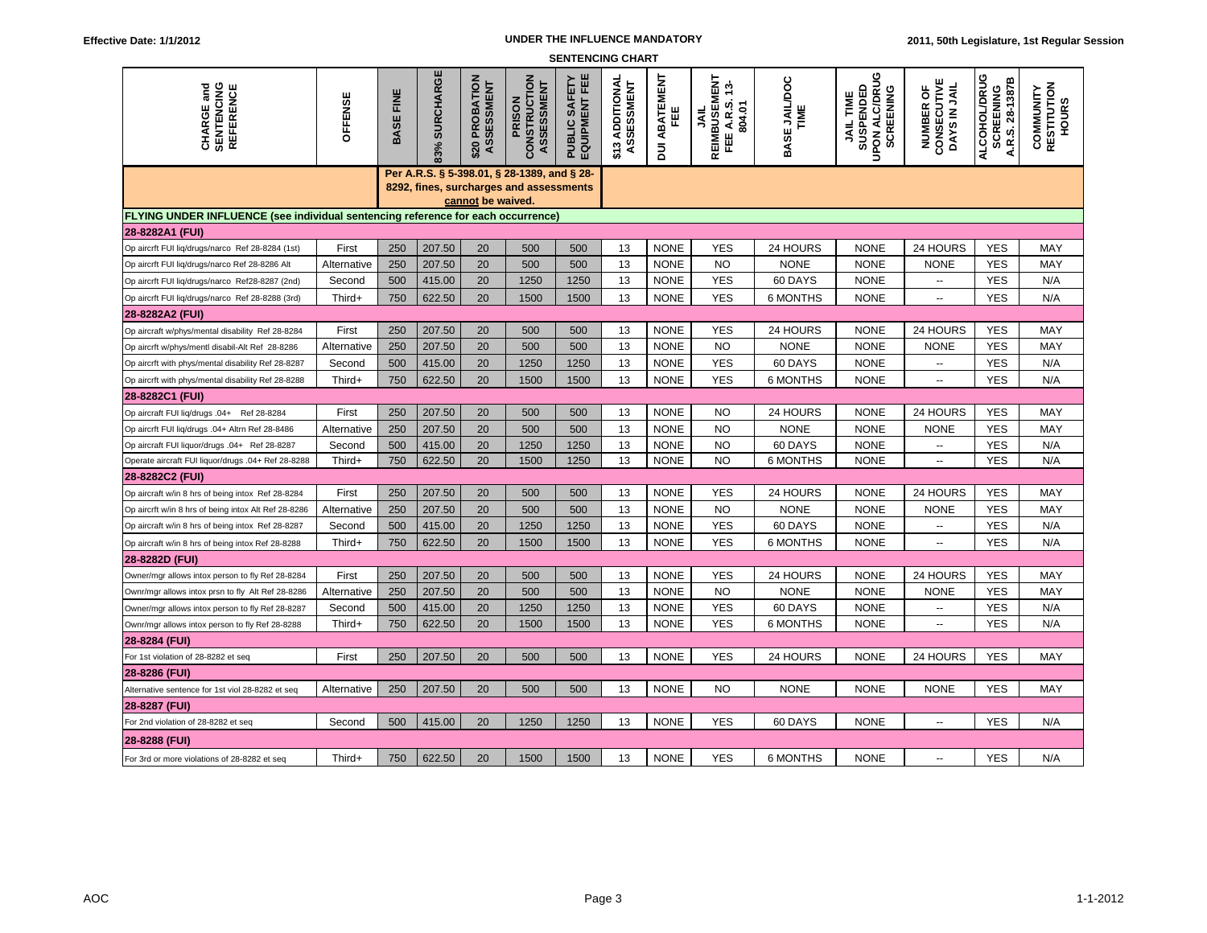**Effective Date: 1/1/2012**

**UNDER THE INFLUENCE MANDATORY SENTENCING CHART**

**2011, 50th Legislature, 1st Regular Session**

| CHARGE and SENTENCING REFERENCE | OFFENSE | BASE FINE | 83% SURCHARGE | $20 PROBATION ASSESSMENT | PRISON CONSTRUCTION ASSESSMENT | PUBLIC SAFETY EQUIPMENT FEE | $13 ADDITIONAL ASSESSMENT | DUI ABATEMENT FEE | JAIL REIMBUSEMENT FEE A.R.S. 13-804.01 | BASE JAIL/DOC TIME | JAIL TIME SUSPENDED UPON ALC/DRUG SCREENING | NUMBER OF CONSECUTIVE DAYS IN JAIL | ALCOHOL/DRUG SCREENING A.R.S. 28-1387B | COMMUNITY RESTITUTION HOURS |
|---|---|---|---|---|---|---|---|---|---|---|---|---|---|---|
| | | Per A.R.S. § 5-398.01, § 28-1389, and § 28-8292, fines, surcharges and assessments **cannot** be waived. | | | | | | | | | | | | |
| **FLYING UNDER INFLUENCE (see individual sentencing reference for each occurrence)** | | | | | | | | | | | | | | |
| **28-8282A1 (FUI)** | | | | | | | | | | | | | | |
| Op aircrft FUI liq/drugs/narco Ref 28-8284 (1st) | First | 250 | 207.50 | 20 | 500 | 500 | 13 | NONE | YES | 24 HOURS | NONE | 24 HOURS | YES | MAY |
| Op aircrft FUI liq/drugs/narco Ref 28-8286 Alt | Alternative | 250 | 207.50 | 20 | 500 | 500 | 13 | NONE | NO | NONE | NONE | NONE | YES | MAY |
| Op aircrft FUI liq/drugs/narco Ref28-8287 (2nd) | Second | 500 | 415.00 | 20 | 1250 | 1250 | 13 | NONE | YES | 60 DAYS | NONE | -- | YES | N/A |
| Op aircrft FUI liq/drugs/narco Ref 28-8288 (3rd) | Third+ | 750 | 622.50 | 20 | 1500 | 1500 | 13 | NONE | YES | 6 MONTHS | NONE | -- | YES | N/A |
| **28-8282A2 (FUI)** | | | | | | | | | | | | | | |
| Op aircraft w/phys/mental disability Ref 28-8284 | First | 250 | 207.50 | 20 | 500 | 500 | 13 | NONE | YES | 24 HOURS | NONE | 24 HOURS | YES | MAY |
| Op aircrft w/phys/mentl disabil-Alt Ref 28-8286 | Alternative | 250 | 207.50 | 20 | 500 | 500 | 13 | NONE | NO | NONE | NONE | NONE | YES | MAY |
| Op aircrft with phys/mental disability Ref 28-8287 | Second | 500 | 415.00 | 20 | 1250 | 1250 | 13 | NONE | YES | 60 DAYS | NONE | -- | YES | N/A |
| Op aircrft with phys/mental disability Ref 28-8288 | Third+ | 750 | 622.50 | 20 | 1500 | 1500 | 13 | NONE | YES | 6 MONTHS | NONE | -- | YES | N/A |
| **28-8282C1 (FUI)** | | | | | | | | | | | | | | |
| Op aircraft FUI liq/drugs .04+ Ref 28-8284 | First | 250 | 207.50 | 20 | 500 | 500 | 13 | NONE | NO | 24 HOURS | NONE | 24 HOURS | YES | MAY |
| Op aircraft FUI liq/drugs .04+ Altrn Ref 28-8486 | Alternative | 250 | 207.50 | 20 | 500 | 500 | 13 | NONE | NO | NONE | NONE | NONE | YES | MAY |
| Op aircraft FUI liquor/drugs .04+ Ref 28-8287 | Second | 500 | 415.00 | 20 | 1250 | 1250 | 13 | NONE | NO | 60 DAYS | NONE | -- | YES | N/A |
| Operate aircraft FUI liquor/drugs .04+ Ref 28-8288 | Third+ | 750 | 622.50 | 20 | 1500 | 1250 | 13 | NONE | NO | 6 MONTHS | NONE | -- | YES | N/A |
| **28-8282C2 (FUI)** | | | | | | | | | | | | | | |
| Op aircraft w/in 8 hrs of being intox Ref 28-8284 | First | 250 | 207.50 | 20 | 500 | 500 | 13 | NONE | YES | 24 HOURS | NONE | 24 HOURS | YES | MAY |
| Op aircrft w/in 8 hrs of being intox Alt Ref 28-8286 | Alternative | 250 | 207.50 | 20 | 500 | 500 | 13 | NONE | NO | NONE | NONE | NONE | YES | MAY |
| Op aircraft w/in 8 hrs of being intox Ref 28-8287 | Second | 500 | 415.00 | 20 | 1250 | 1250 | 13 | NONE | YES | 60 DAYS | NONE | -- | YES | N/A |
| Op aircraft w/in 8 hrs of being intox Ref 28-8288 | Third+ | 750 | 622.50 | 20 | 1500 | 1500 | 13 | NONE | YES | 6 MONTHS | NONE | -- | YES | N/A |
| **28-8282D (FUI)** | | | | | | | | | | | | | | |
| Owner/mgr allows intox person to fly Ref 28-8284 | First | 250 | 207.50 | 20 | 500 | 500 | 13 | NONE | YES | 24 HOURS | NONE | 24 HOURS | YES | MAY |
| Ownr/mgr allows intox prsn to fly Alt Ref 28-8286 | Alternative | 250 | 207.50 | 20 | 500 | 500 | 13 | NONE | NO | NONE | NONE | NONE | YES | MAY |
| Owner/mgr allows intox person to fly Ref 28-8287 | Second | 500 | 415.00 | 20 | 1250 | 1250 | 13 | NONE | YES | 60 DAYS | NONE | -- | YES | N/A |
| Ownr/mgr allows intox person to fly Ref 28-8288 | Third+ | 750 | 622.50 | 20 | 1500 | 1500 | 13 | NONE | YES | 6 MONTHS | NONE | -- | YES | N/A |
| **28-8284 (FUI)** | | | | | | | | | | | | | | |
| For 1st violation of 28-8282 et seq | First | 250 | 207.50 | 20 | 500 | 500 | 13 | NONE | YES | 24 HOURS | NONE | 24 HOURS | YES | MAY |
| **28-8286 (FUI)** | | | | | | | | | | | | | | |
| Alternative sentence for 1st viol 28-8282 et seq | Alternative | 250 | 207.50 | 20 | 500 | 500 | 13 | NONE | NO | NONE | NONE | NONE | YES | MAY |
| **28-8287 (FUI)** | | | | | | | | | | | | | | |
| For 2nd violation of 28-8282 et seq | Second | 500 | 415.00 | 20 | 1250 | 1250 | 13 | NONE | YES | 60 DAYS | NONE | -- | YES | N/A |
| **28-8288 (FUI)** | | | | | | | | | | | | | | |
| For 3rd or more violations of 28-8282 et seq | Third+ | 750 | 622.50 | 20 | 1500 | 1500 | 13 | NONE | YES | 6 MONTHS | NONE | -- | YES | N/A |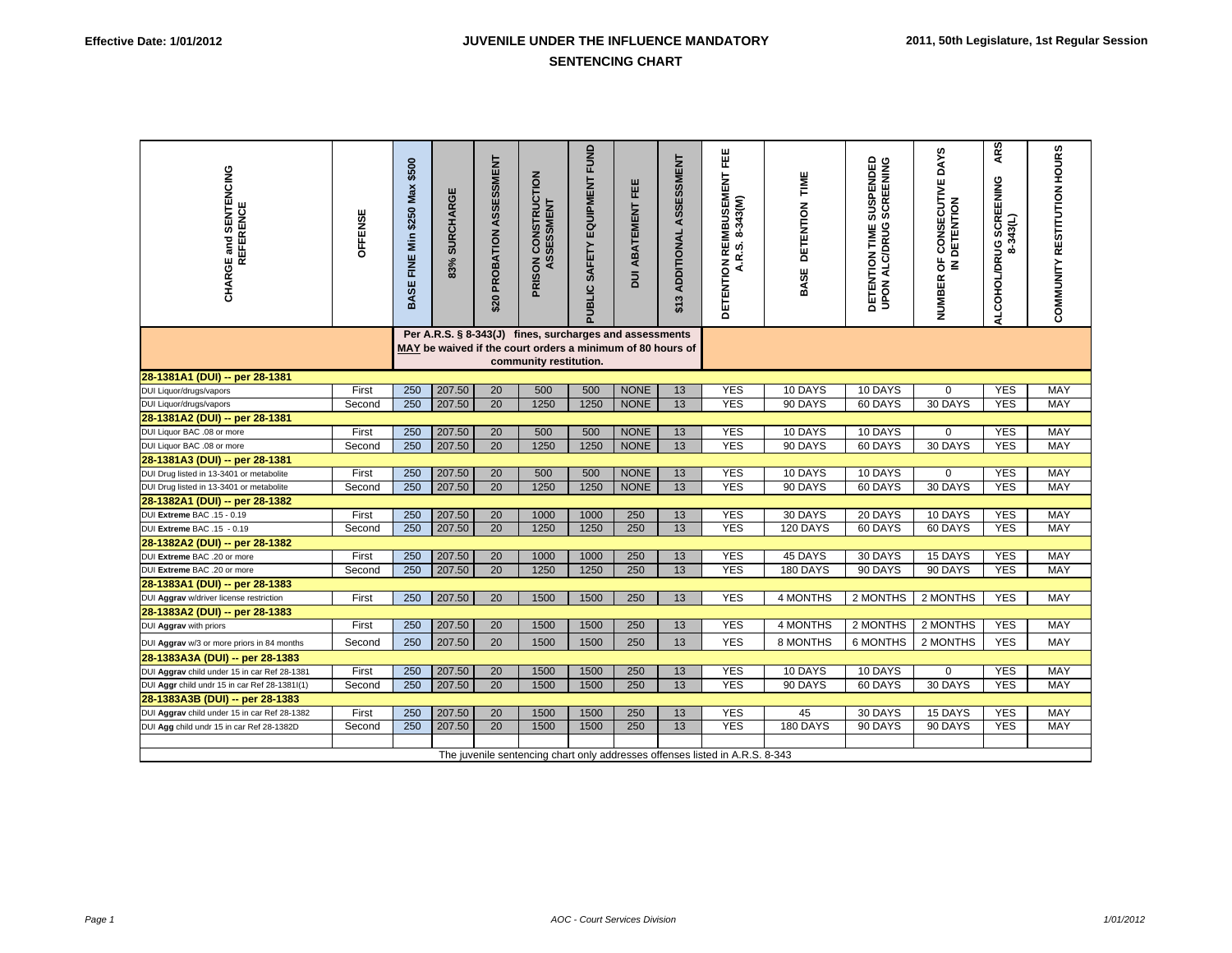# JUVENILE UNDER THE INFLUENCE MANDATORY SENTENCING CHART

Effective Date: 1/01/2012

2011, 50th Legislature, 1st Regular Session

| CHARGE and SENTENCING REFERENCE | OFFENSE | BASE FINE Min $250 Max $500 | 83% SURCHARGE | $20 PROBATION ASSESSMENT | PRISON CONSTRUCTION ASSESSMENT | PUBLIC SAFETY EQUIPMENT FUND | DUI ABATEMENT FEE | $13 ADDITIONAL ASSESSMENT | DETENTION REIMBUSEMENT FEE A.R.S. 8-343(M) | BASE DETENTION TIME | DETENTION TIME SUSPENDED UPON ALC/DRUG SCREENING | NUMBER OF CONSECUTIVE DAYS IN DETENTION | ALCOHOL/DRUG SCREENING ARS 8-343(L) | COMMUNITY RESTITUTION HOURS |
|---|---|---|---|---|---|---|---|---|---|---|---|---|---|---|
| | | Per A.R.S. § 8-343(J) fines, surcharges and assessments **MAY** be waived if the court orders a minimum of 80 hours of community restitution. | | | | | | | | | | | | |
| **28-1381A1 (DUI) -- per 28-1381** | | | | | | | | | | | | | | |
| DUI Liquor/drugs/vapors | First | 250 | 207.50 | 20 | 500 | 500 | NONE | 13 | YES | 10 DAYS | 10 DAYS | 0 | YES | MAY |
| DUI Liquor/drugs/vapors | Second | 250 | 207.50 | 20 | 1250 | 1250 | NONE | 13 | YES | 90 DAYS | 60 DAYS | 30 DAYS | YES | MAY |
| **28-1381A2 (DUI) -- per 28-1381** | | | | | | | | | | | | | | |
| DUI Liquor BAC .08 or more | First | 250 | 207.50 | 20 | 500 | 500 | NONE | 13 | YES | 10 DAYS | 10 DAYS | 0 | YES | MAY |
| DUI Liquor BAC .08 or more | Second | 250 | 207.50 | 20 | 1250 | 1250 | NONE | 13 | YES | 90 DAYS | 60 DAYS | 30 DAYS | YES | MAY |
| **28-1381A3 (DUI) -- per 28-1381** | | | | | | | | | | | | | | |
| DUI Drug listed in 13-3401 or metabolite | First | 250 | 207.50 | 20 | 500 | 500 | NONE | 13 | YES | 10 DAYS | 10 DAYS | 0 | YES | MAY |
| DUI Drug listed in 13-3401 or metabolite | Second | 250 | 207.50 | 20 | 1250 | 1250 | NONE | 13 | YES | 90 DAYS | 60 DAYS | 30 DAYS | YES | MAY |
| **28-1382A1 (DUI) -- per 28-1382** | | | | | | | | | | | | | | |
| DUI **Extreme** BAC .15 - 0.19 | First | 250 | 207.50 | 20 | 1000 | 1000 | 250 | 13 | YES | 30 DAYS | 20 DAYS | 10 DAYS | YES | MAY |
| DUI **Extreme** BAC .15 - 0.19 | Second | 250 | 207.50 | 20 | 1250 | 1250 | 250 | 13 | YES | 120 DAYS | 60 DAYS | 60 DAYS | YES | MAY |
| **28-1382A2 (DUI) -- per 28-1382** | | | | | | | | | | | | | | |
| DUI **Extreme** BAC .20 or more | First | 250 | 207.50 | 20 | 1000 | 1000 | 250 | 13 | YES | 45 DAYS | 30 DAYS | 15 DAYS | YES | MAY |
| DUI **Extreme** BAC .20 or more | Second | 250 | 207.50 | 20 | 1250 | 1250 | 250 | 13 | YES | 180 DAYS | 90 DAYS | 90 DAYS | YES | MAY |
| **28-1383A1 (DUI) -- per 28-1383** | | | | | | | | | | | | | | |
| DUI **Aggrav** w/driver license restriction | First | 250 | 207.50 | 20 | 1500 | 1500 | 250 | 13 | YES | 4 MONTHS | 2 MONTHS | 2 MONTHS | YES | MAY |
| **28-1383A2 (DUI) -- per 28-1383** | | | | | | | | | | | | | | |
| DUI **Aggrav** with priors | First | 250 | 207.50 | 20 | 1500 | 1500 | 250 | 13 | YES | 4 MONTHS | 2 MONTHS | 2 MONTHS | YES | MAY |
| DUI **Aggrav** w/3 or more priors in 84 months | Second | 250 | 207.50 | 20 | 1500 | 1500 | 250 | 13 | YES | 8 MONTHS | 6 MONTHS | 2 MONTHS | YES | MAY |
| **28-1383A3A (DUI) -- per 28-1383** | | | | | | | | | | | | | | |
| DUI **Aggrav** child under 15 in car Ref 28-1381 | First | 250 | 207.50 | 20 | 1500 | 1500 | 250 | 13 | YES | 10 DAYS | 10 DAYS | 0 | YES | MAY |
| DUI **Aggr** child undr 15 in car Ref 28-1381I(1) | Second | 250 | 207.50 | 20 | 1500 | 1500 | 250 | 13 | YES | 90 DAYS | 60 DAYS | 30 DAYS | YES | MAY |
| **28-1383A3B (DUI) -- per 28-1383** | | | | | | | | | | | | | | |
| DUI **Aggrav** child under 15 in car Ref 28-1382 | First | 250 | 207.50 | 20 | 1500 | 1500 | 250 | 13 | YES | 45 | 30 DAYS | 15 DAYS | YES | MAY |
| DUI **Agg** child undr 15 in car Ref 28-1382D | Second | 250 | 207.50 | 20 | 1500 | 1500 | 250 | 13 | YES | 180 DAYS | 90 DAYS | 90 DAYS | YES | MAY |

The juvenile sentencing chart only addresses offenses listed in A.R.S. 8-343